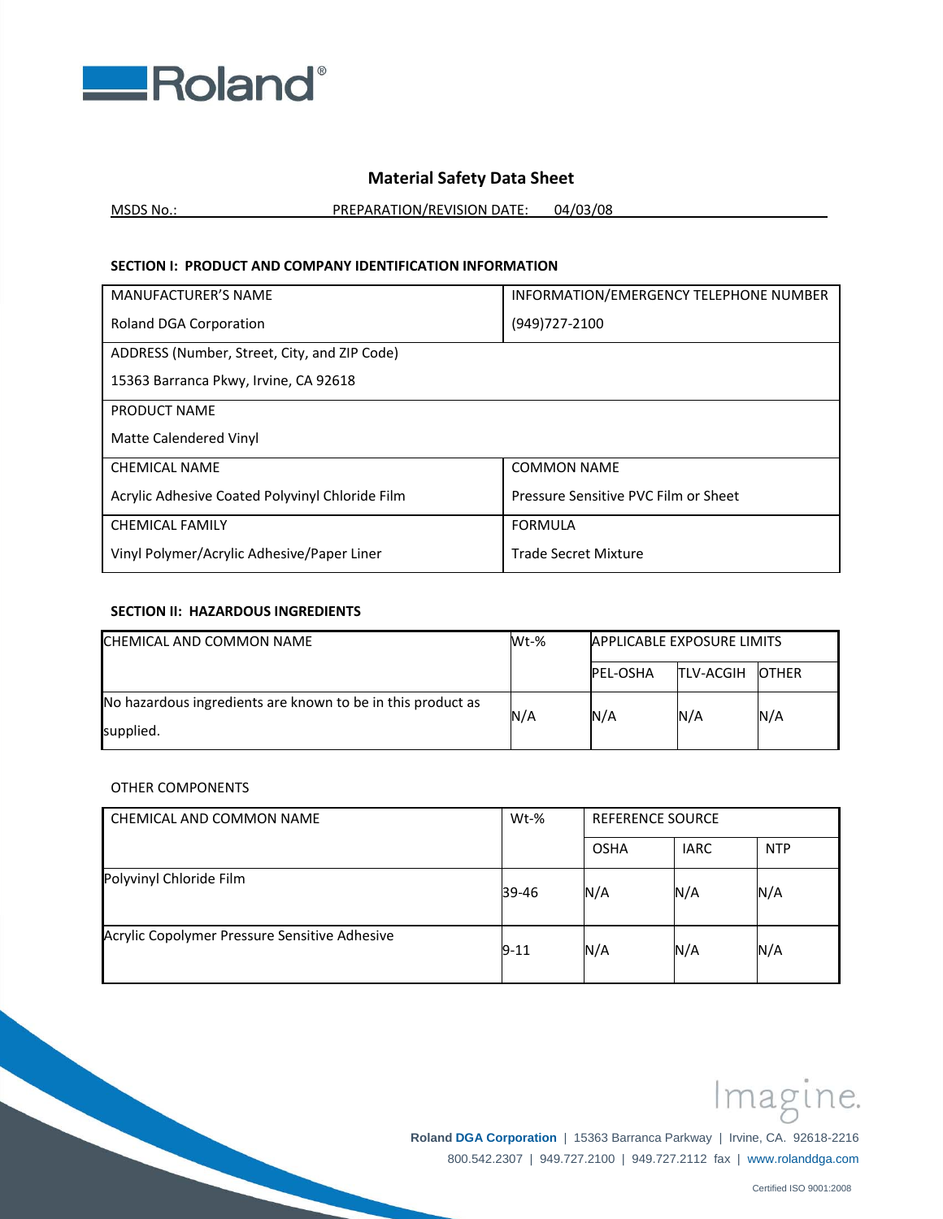# Material Safety Data Sheet

MSDS No.: PREPARATION/REVISION DATE: 04/03/08

## SECTION I: PRODUCT AND COMPANY IDENTIFICATION INFORMATION

| MANUFACTURER'S NAME | INFORMATION/EMERGENCY TELEPHONE NUMBER |
|---|---|
| Roland DGA Corporation | (949)727-2100 |
| ADDRESS (Number, Street, City, and ZIP Code) | |
| 15363 Barranca Pkwy, Irvine, CA 92618 | |
| PRODUCT NAME | |
| Matte Calendered Vinyl | |
| CHEMICAL NAME | COMMON NAME |
| Acrylic Adhesive Coated Polyvinyl Chloride Film | Pressure Sensitive PVC Film or Sheet |
| CHEMICAL FAMILY | FORMULA |
| Vinyl Polymer/Acrylic Adhesive/Paper Liner | Trade Secret Mixture |

## SECTION II: HAZARDOUS INGREDIENTS

| CHEMICAL AND COMMON NAME | Wt-% | APPLICABLE EXPOSURE LIMITS | | |
|---|---|---|---|---|
| | | PEL-OSHA | TLV-ACGIH | OTHER |
| No hazardous ingredients are known to be in this product as supplied. | N/A | N/A | N/A | N/A |

OTHER COMPONENTS

| CHEMICAL AND COMMON NAME | Wt-% | REFERENCE SOURCE | | |
|---|---|---|---|---|
| | | OSHA | IARC | NTP |
| Polyvinyl Chloride Film | 39-46 | N/A | N/A | N/A |
| Acrylic Copolymer Pressure Sensitive Adhesive | 9-11 | N/A | N/A | N/A |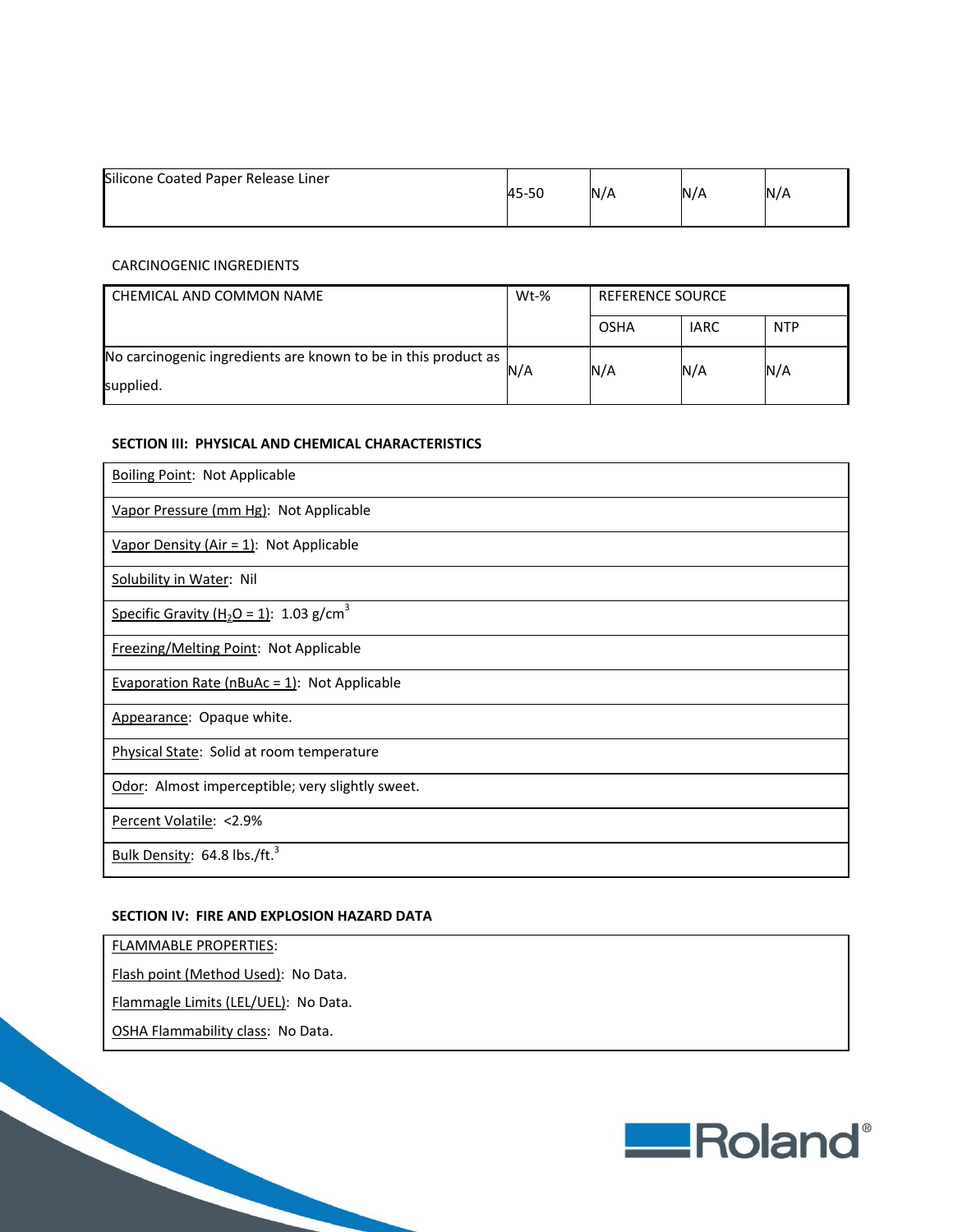| Silicone Coated Paper Release Liner | 45-50 | N/A | N/A | N/A |
|---|---|---|---|---|

CARCINOGENIC INGREDIENTS

| CHEMICAL AND COMMON NAME | Wt-% | REFERENCE SOURCE | | |
|---|---|---|---|---|
| | | OSHA | IARC | NTP |
| No carcinogenic ingredients are known to be in this product as supplied. | N/A | N/A | N/A | N/A |

**SECTION III: PHYSICAL AND CHEMICAL CHARACTERISTICS**

| |
|---|
| Boiling Point: Not Applicable |
| Vapor Pressure (mm Hg): Not Applicable |
| Vapor Density (Air = 1): Not Applicable |
| Solubility in Water: Nil |
| Specific Gravity ($H_2O$ = 1): 1.03 $g/cm^3$ |
| Freezing/Melting Point: Not Applicable |
| Evaporation Rate (nBuAc = 1): Not Applicable |
| Appearance: Opaque white. |
| Physical State: Solid at room temperature |
| Odor: Almost imperceptible; very slightly sweet. |
| Percent Volatile: <2.9% |
| Bulk Density: 64.8 $lbs./ft.^3$ |

**SECTION IV: FIRE AND EXPLOSION HAZARD DATA**

FLAMMABLE PROPERTIES:

Flash point (Method Used): No Data.

Flammagle Limits (LEL/UEL): No Data.

OSHA Flammability class: No Data.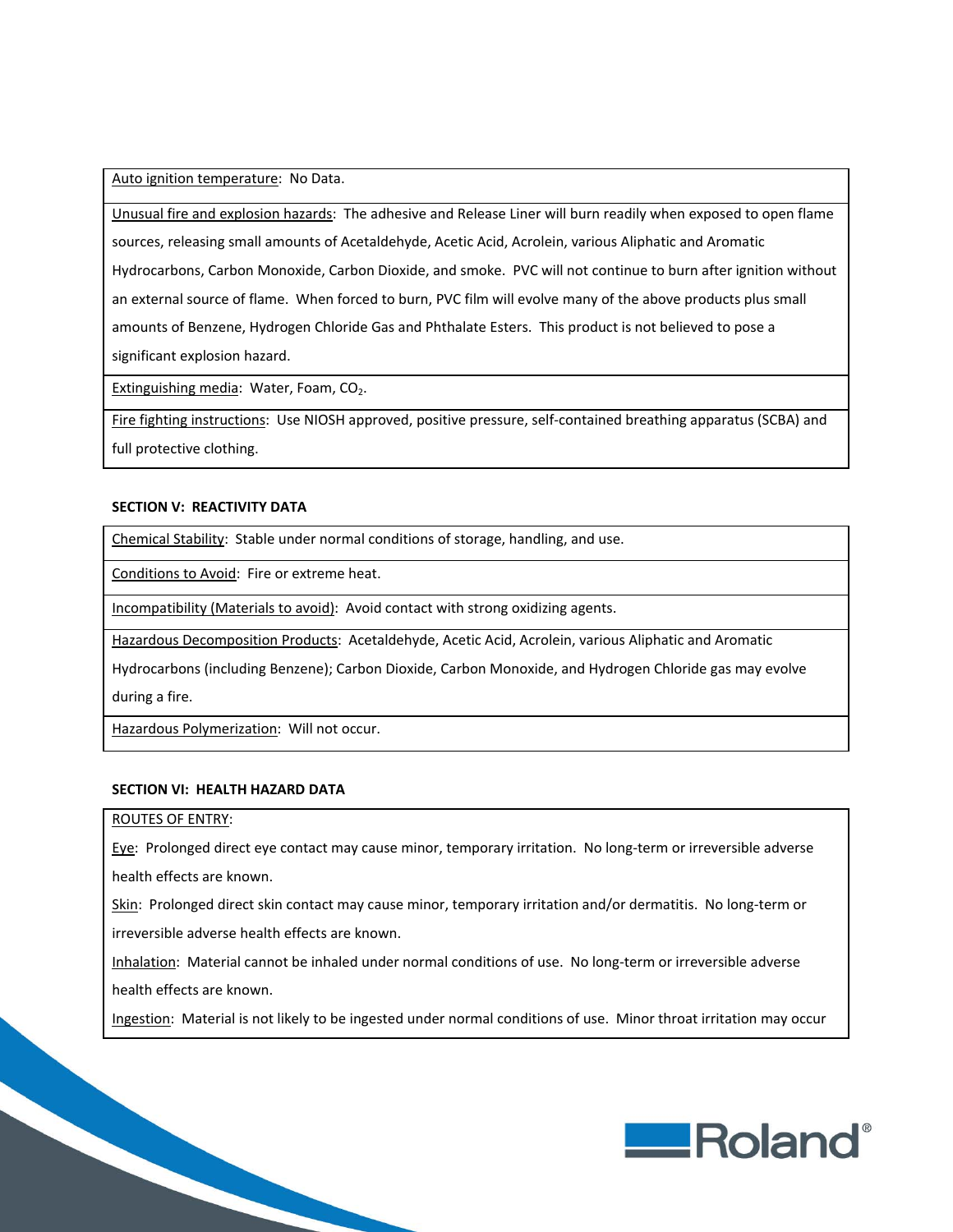Auto ignition temperature: No Data.

Unusual fire and explosion hazards: The adhesive and Release Liner will burn readily when exposed to open flame sources, releasing small amounts of Acetaldehyde, Acetic Acid, Acrolein, various Aliphatic and Aromatic Hydrocarbons, Carbon Monoxide, Carbon Dioxide, and smoke. PVC will not continue to burn after ignition without an external source of flame. When forced to burn, PVC film will evolve many of the above products plus small amounts of Benzene, Hydrogen Chloride Gas and Phthalate Esters. This product is not believed to pose a significant explosion hazard.

Extinguishing media: Water, Foam, $CO_2$.

Fire fighting instructions: Use NIOSH approved, positive pressure, self-contained breathing apparatus (SCBA) and full protective clothing.

**SECTION V: REACTIVITY DATA**

Chemical Stability: Stable under normal conditions of storage, handling, and use.

Conditions to Avoid: Fire or extreme heat.

Incompatibility (Materials to avoid): Avoid contact with strong oxidizing agents.

Hazardous Decomposition Products: Acetaldehyde, Acetic Acid, Acrolein, various Aliphatic and Aromatic Hydrocarbons (including Benzene); Carbon Dioxide, Carbon Monoxide, and Hydrogen Chloride gas may evolve during a fire.

Hazardous Polymerization: Will not occur.

**SECTION VI: HEALTH HAZARD DATA**

ROUTES OF ENTRY:

Eye: Prolonged direct eye contact may cause minor, temporary irritation. No long-term or irreversible adverse health effects are known.

Skin: Prolonged direct skin contact may cause minor, temporary irritation and/or dermatitis. No long-term or irreversible adverse health effects are known.

Inhalation: Material cannot be inhaled under normal conditions of use. No long-term or irreversible adverse health effects are known.

Ingestion: Material is not likely to be ingested under normal conditions of use. Minor throat irritation may occur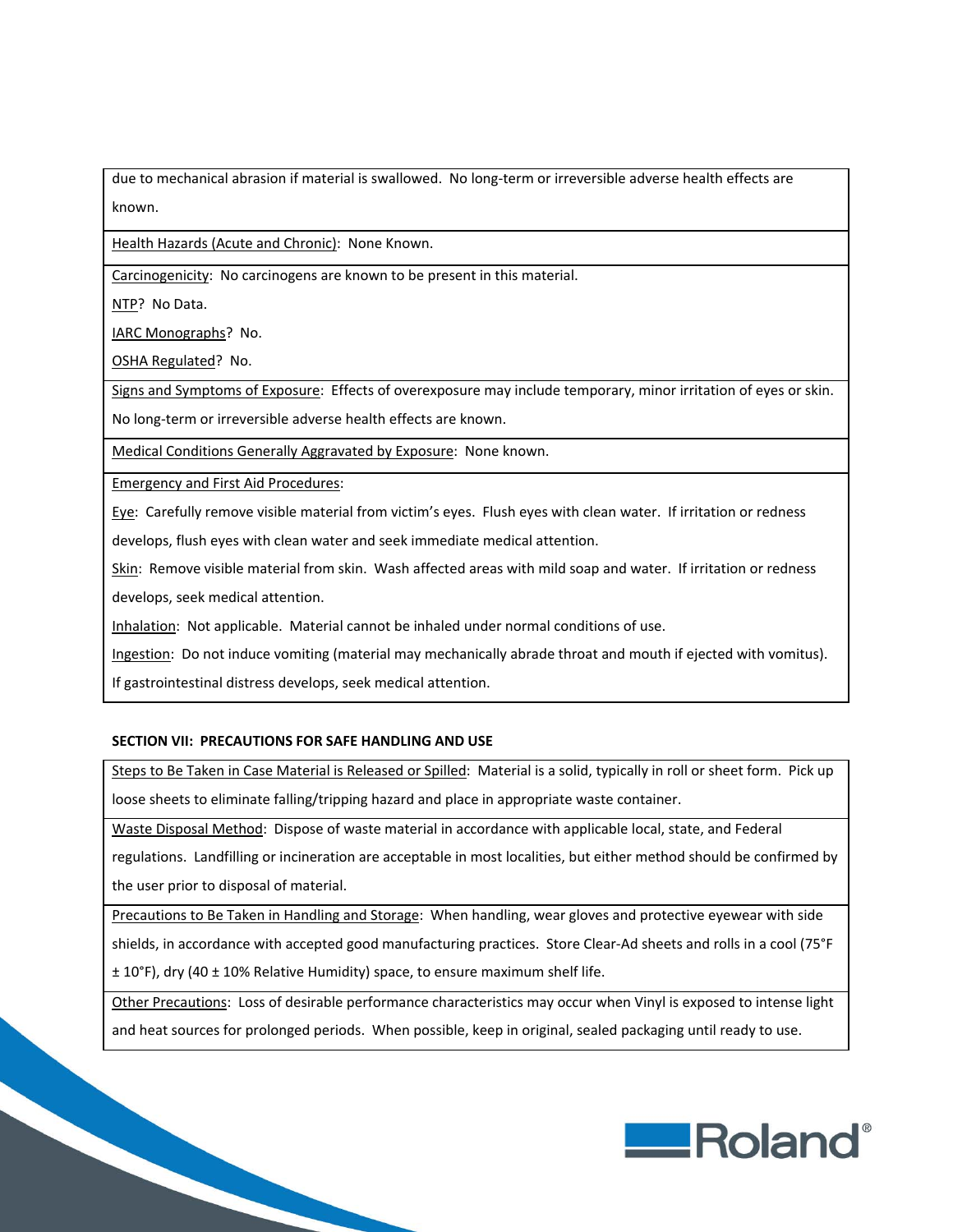due to mechanical abrasion if material is swallowed. No long-term or irreversible adverse health effects are known.

Health Hazards (Acute and Chronic): None Known.

Carcinogenicity: No carcinogens are known to be present in this material.

NTP? No Data.

IARC Monographs? No.

OSHA Regulated? No.

Signs and Symptoms of Exposure: Effects of overexposure may include temporary, minor irritation of eyes or skin. No long-term or irreversible adverse health effects are known.

Medical Conditions Generally Aggravated by Exposure: None known.

Emergency and First Aid Procedures:

Eye: Carefully remove visible material from victim's eyes. Flush eyes with clean water. If irritation or redness develops, flush eyes with clean water and seek immediate medical attention.

Skin: Remove visible material from skin. Wash affected areas with mild soap and water. If irritation or redness develops, seek medical attention.

Inhalation: Not applicable. Material cannot be inhaled under normal conditions of use.

Ingestion: Do not induce vomiting (material may mechanically abrade throat and mouth if ejected with vomitus). If gastrointestinal distress develops, seek medical attention.

**SECTION VII: PRECAUTIONS FOR SAFE HANDLING AND USE**

Steps to Be Taken in Case Material is Released or Spilled: Material is a solid, typically in roll or sheet form. Pick up loose sheets to eliminate falling/tripping hazard and place in appropriate waste container.

Waste Disposal Method: Dispose of waste material in accordance with applicable local, state, and Federal regulations. Landfilling or incineration are acceptable in most localities, but either method should be confirmed by the user prior to disposal of material.

Precautions to Be Taken in Handling and Storage: When handling, wear gloves and protective eyewear with side shields, in accordance with accepted good manufacturing practices. Store Clear-Ad sheets and rolls in a cool (75°F ± 10°F), dry (40 ± 10% Relative Humidity) space, to ensure maximum shelf life.

Other Precautions: Loss of desirable performance characteristics may occur when Vinyl is exposed to intense light and heat sources for prolonged periods. When possible, keep in original, sealed packaging until ready to use.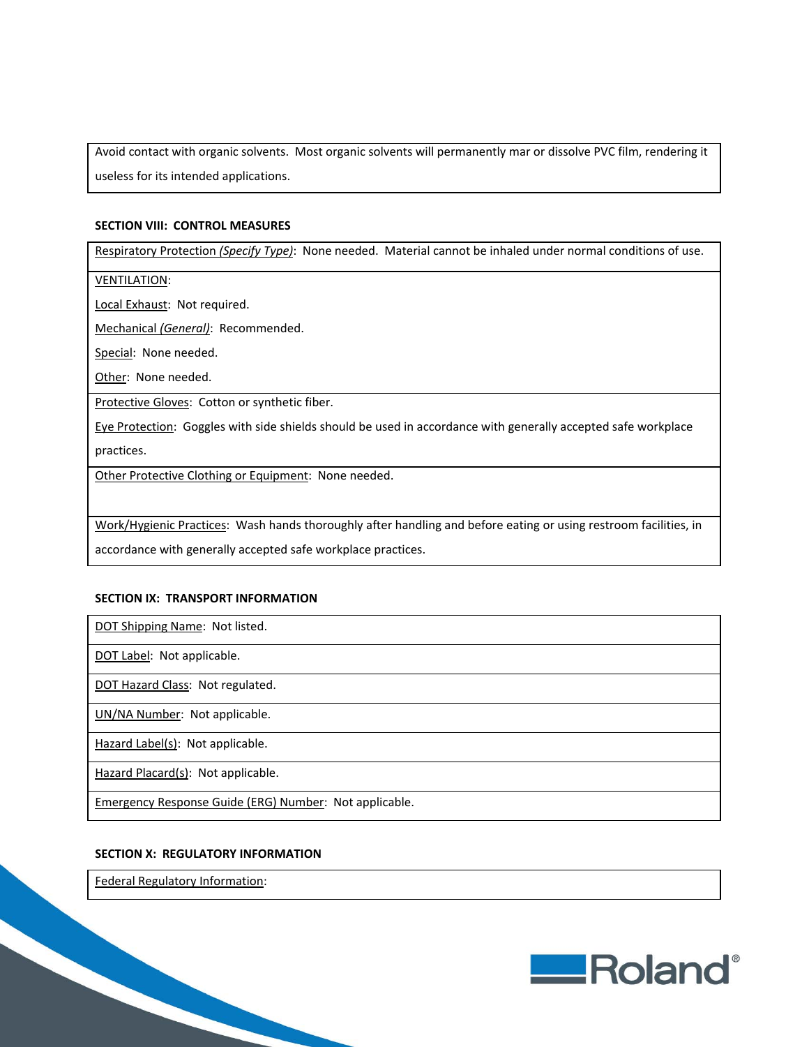Avoid contact with organic solvents. Most organic solvents will permanently mar or dissolve PVC film, rendering it useless for its intended applications.

**SECTION VIII: CONTROL MEASURES**

Respiratory Protection *(Specify Type)*: None needed. Material cannot be inhaled under normal conditions of use.

VENTILATION:

Local Exhaust: Not required.

Mechanical *(General)*: Recommended.

Special: None needed.

Other: None needed.

Protective Gloves: Cotton or synthetic fiber.

Eye Protection: Goggles with side shields should be used in accordance with generally accepted safe workplace practices.

Other Protective Clothing or Equipment: None needed.

Work/Hygienic Practices: Wash hands thoroughly after handling and before eating or using restroom facilities, in accordance with generally accepted safe workplace practices.

**SECTION IX: TRANSPORT INFORMATION**

DOT Shipping Name: Not listed.

DOT Label: Not applicable.

DOT Hazard Class: Not regulated.

UN/NA Number: Not applicable.

Hazard Label(s): Not applicable.

Hazard Placard(s): Not applicable.

Emergency Response Guide (ERG) Number: Not applicable.

**SECTION X: REGULATORY INFORMATION**

Federal Regulatory Information: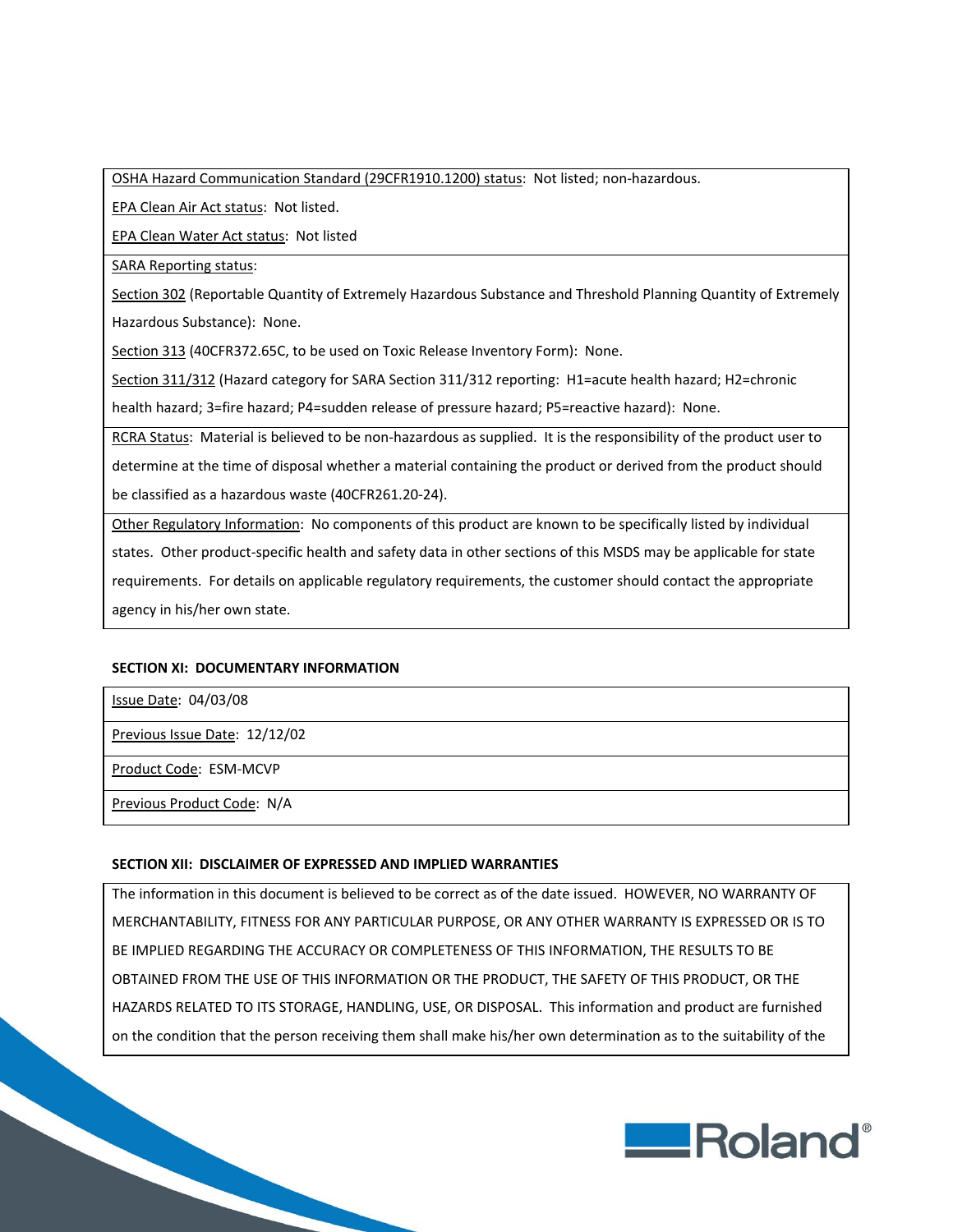OSHA Hazard Communication Standard (29CFR1910.1200) status: Not listed; non-hazardous.

EPA Clean Air Act status: Not listed.

EPA Clean Water Act status: Not listed

SARA Reporting status:

Section 302 (Reportable Quantity of Extremely Hazardous Substance and Threshold Planning Quantity of Extremely Hazardous Substance): None.

Section 313 (40CFR372.65C, to be used on Toxic Release Inventory Form): None.

Section 311/312 (Hazard category for SARA Section 311/312 reporting: H1=acute health hazard; H2=chronic health hazard; 3=fire hazard; P4=sudden release of pressure hazard; P5=reactive hazard): None.

RCRA Status: Material is believed to be non-hazardous as supplied. It is the responsibility of the product user to determine at the time of disposal whether a material containing the product or derived from the product should be classified as a hazardous waste (40CFR261.20-24).

Other Regulatory Information: No components of this product are known to be specifically listed by individual states. Other product-specific health and safety data in other sections of this MSDS may be applicable for state requirements. For details on applicable regulatory requirements, the customer should contact the appropriate agency in his/her own state.

## SECTION XI: DOCUMENTARY INFORMATION

Issue Date: 04/03/08

Previous Issue Date: 12/12/02

Product Code: ESM-MCVP

Previous Product Code: N/A

## SECTION XII: DISCLAIMER OF EXPRESSED AND IMPLIED WARRANTIES

The information in this document is believed to be correct as of the date issued. HOWEVER, NO WARRANTY OF MERCHANTABILITY, FITNESS FOR ANY PARTICULAR PURPOSE, OR ANY OTHER WARRANTY IS EXPRESSED OR IS TO BE IMPLIED REGARDING THE ACCURACY OR COMPLETENESS OF THIS INFORMATION, THE RESULTS TO BE OBTAINED FROM THE USE OF THIS INFORMATION OR THE PRODUCT, THE SAFETY OF THIS PRODUCT, OR THE HAZARDS RELATED TO ITS STORAGE, HANDLING, USE, OR DISPOSAL. This information and product are furnished on the condition that the person receiving them shall make his/her own determination as to the suitability of the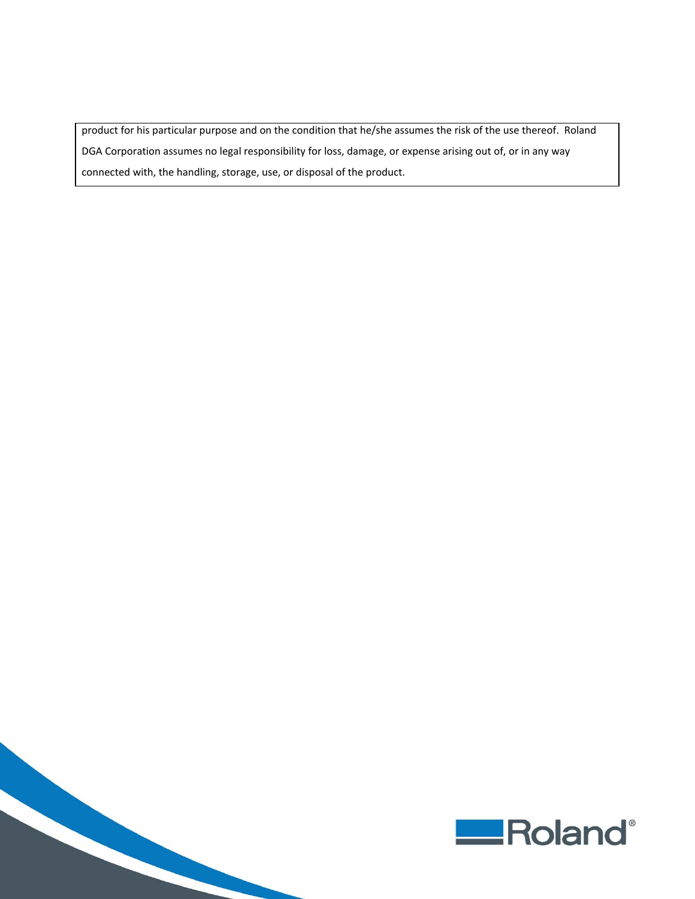product for his particular purpose and on the condition that he/she assumes the risk of the use thereof. Roland DGA Corporation assumes no legal responsibility for loss, damage, or expense arising out of, or in any way connected with, the handling, storage, use, or disposal of the product.